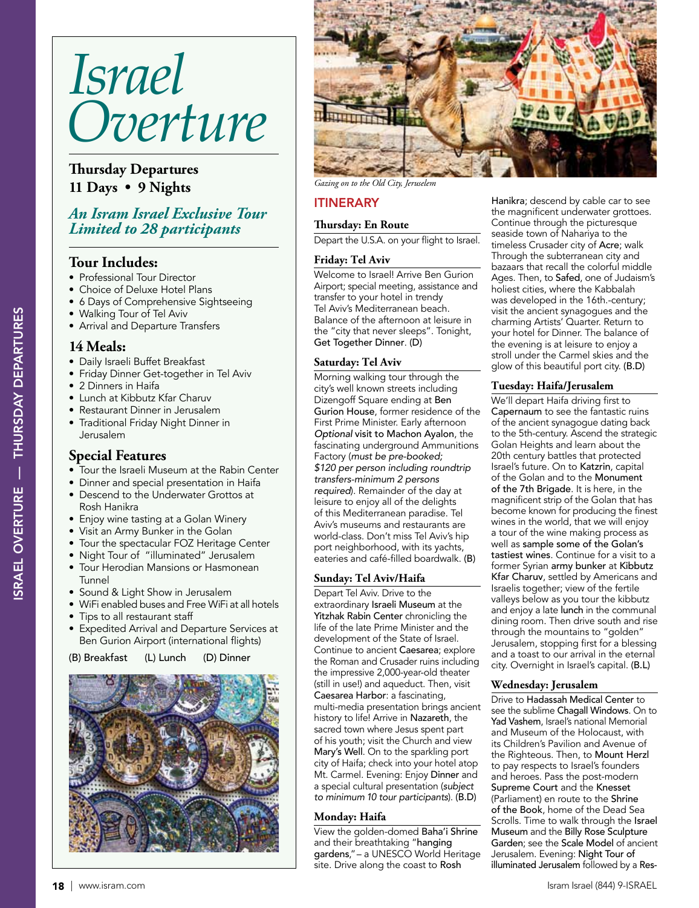# Israel Overture

**Thursday Departures**
**11 Days • 9 Nights**

*An Isram Israel Exclusive Tour*
*Limited to 28 participants*

## Tour Includes:

- Professional Tour Director
- Choice of Deluxe Hotel Plans
- 6 Days of Comprehensive Sightseeing
- Walking Tour of Tel Aviv
- Arrival and Departure Transfers

## 14 Meals:

- Daily Israeli Buffet Breakfast
- Friday Dinner Get-together in Tel Aviv
- 2 Dinners in Haifa
- Lunch at Kibbutz Kfar Charuv
- Restaurant Dinner in Jerusalem
- Traditional Friday Night Dinner in Jerusalem

## Special Features

- Tour the Israeli Museum at the Rabin Center
- Dinner and special presentation in Haifa
- Descend to the Underwater Grottos at Rosh Hanikra
- Enjoy wine tasting at a Golan Winery
- Visit an Army Bunker in the Golan
- Tour the spectacular FOZ Heritage Center
- Night Tour of "illuminated" Jerusalem
- Tour Herodian Mansions or Hasmonean Tunnel
- Sound & Light Show in Jerusalem
- WiFi enabled buses and Free WiFi at all hotels
- Tips to all restaurant staff
- Expedited Arrival and Departure Services at Ben Gurion Airport (international flights)

(B) Breakfast (L) Lunch (D) Dinner

*Gazing on to the Old City, Jeruselem*

## ITINERARY

### Thursday: En Route

Depart the U.S.A. on your flight to Israel.

### Friday: Tel Aviv

Welcome to Israel! Arrive Ben Gurion Airport; special meeting, assistance and transfer to your hotel in trendy Tel Aviv's Mediterranean beach. Balance of the afternoon at leisure in the "city that never sleeps". Tonight, Get Together Dinner. (D)

### Saturday: Tel Aviv

Morning walking tour through the city's well known streets including Dizengoff Square ending at Ben Gurion House, former residence of the First Prime Minister. Early afternoon *Optional* visit to Machon Ayalon, the fascinating underground Ammunitions Factory (*must be pre-booked; $120 per person including roundtrip transfers-minimum 2 persons required*). Remainder of the day at leisure to enjoy all of the delights of this Mediterranean paradise. Tel Aviv's museums and restaurants are world-class. Don't miss Tel Aviv's hip port neighborhood, with its yachts, eateries and café-filled boardwalk. (B)

### Sunday: Tel Aviv/Haifa

Depart Tel Aviv. Drive to the extraordinary Israeli Museum at the Yitzhak Rabin Center chronicling the life of the late Prime Minister and the development of the State of Israel. Continue to ancient Caesarea; explore the Roman and Crusader ruins including the impressive 2,000-year-old theater (still in use!) and aqueduct. Then, visit Caesarea Harbor: a fascinating, multi-media presentation brings ancient history to life! Arrive in Nazareth, the sacred town where Jesus spent part of his youth; visit the Church and view Mary's Well. On to the sparkling port city of Haifa; check into your hotel atop Mt. Carmel. Evening: Enjoy Dinner and a special cultural presentation (*subject to minimum 10 tour participants*). (B.D)

### Monday: Haifa

View the golden-domed Baha'i Shrine and their breathtaking "hanging gardens,"– a UNESCO World Heritage site. Drive along the coast to Rosh Hanikra; descend by cable car to see the magnificent underwater grottoes. Continue through the picturesque seaside town of Nahariya to the timeless Crusader city of Acre; walk Through the subterranean city and bazaars that recall the colorful middle Ages. Then, to Safed, one of Judaism's holiest cities, where the Kabbalah was developed in the 16th.-century; visit the ancient synagogues and the charming Artists' Quarter. Return to your hotel for Dinner. The balance of the evening is at leisure to enjoy a stroll under the Carmel skies and the glow of this beautiful port city. (B.D)

### Tuesday: Haifa/Jerusalem

We'll depart Haifa driving first to Capernaum to see the fantastic ruins of the ancient synagogue dating back to the 5th-century. Ascend the strategic Golan Heights and learn about the 20th century battles that protected Israel's future. On to Katzrin, capital of the Golan and to the Monument of the 7th Brigade. It is here, in the magnificent strip of the Golan that has become known for producing the finest wines in the world, that we will enjoy a tour of the wine making process as well as sample some of the Golan's tastiest wines. Continue for a visit to a former Syrian army bunker at Kibbutz Kfar Charuv, settled by Americans and Israelis together; view of the fertile valleys below as you tour the kibbutz and enjoy a late lunch in the communal dining room. Then drive south and rise through the mountains to "golden" Jerusalem, stopping first for a blessing and a toast to our arrival in the eternal city. Overnight in Israel's capital. (B.L)

### Wednesday: Jerusalem

Drive to Hadassah Medical Center to see the sublime Chagall Windows. On to Yad Vashem, Israel's national Memorial and Museum of the Holocaust, with its Children's Pavilion and Avenue of the Righteous. Then, to Mount Herzl to pay respects to Israel's founders and heroes. Pass the post-modern Supreme Court and the Knesset (Parliament) en route to the Shrine of the Book, home of the Dead Sea Scrolls. Time to walk through the Israel Museum and the Billy Rose Sculpture Garden; see the Scale Model of ancient Jerusalem. Evening: Night Tour of illuminated Jerusalem followed by a Res-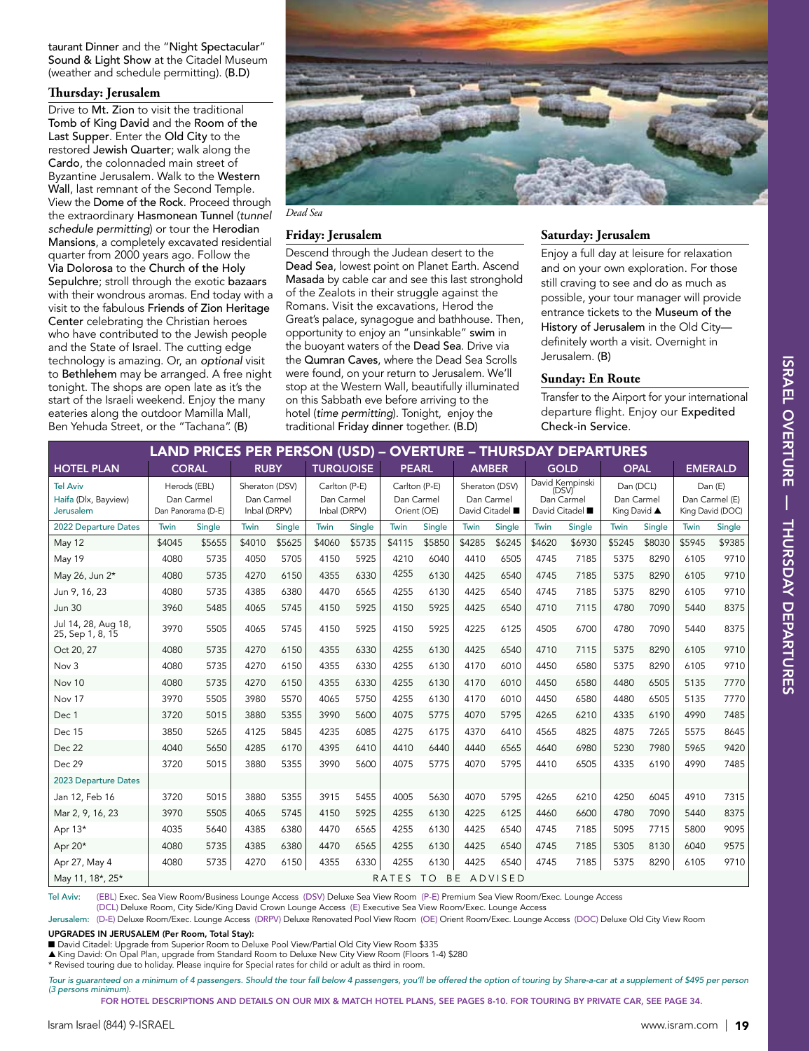taurant Dinner and the "Night Spectacular" Sound & Light Show at the Citadel Museum (weather and schedule permitting). (B.D)

### Thursday: Jerusalem

Drive to Mt. Zion to visit the traditional Tomb of King David and the Room of the Last Supper. Enter the Old City to the restored Jewish Quarter; walk along the Cardo, the colonnaded main street of Byzantine Jerusalem. Walk to the Western Wall, last remnant of the Second Temple. View the Dome of the Rock. Proceed through the extraordinary Hasmonean Tunnel (*tunnel schedule permitting*) or tour the Herodian Mansions, a completely excavated residential quarter from 2000 years ago. Follow the Via Dolorosa to the Church of the Holy Sepulchre; stroll through the exotic bazaars with their wondrous aromas. End today with a visit to the fabulous Friends of Zion Heritage Center celebrating the Christian heroes who have contributed to the Jewish people and the State of Israel. The cutting edge technology is amazing. Or, an *optional* visit to Bethlehem may be arranged. A free night tonight. The shops are open late as it's the start of the Israeli weekend. Enjoy the many eateries along the outdoor Mamilla Mall, Ben Yehuda Street, or the "Tachana". (B)

*Dead Sea*

### Friday: Jerusalem

Descend through the Judean desert to the Dead Sea, lowest point on Planet Earth. Ascend Masada by cable car and see this last stronghold of the Zealots in their struggle against the Romans. Visit the excavations, Herod the Great's palace, synagogue and bathhouse. Then, opportunity to enjoy an "unsinkable" swim in the buoyant waters of the Dead Sea. Drive via the Qumran Caves, where the Dead Sea Scrolls were found, on your return to Jerusalem. We'll stop at the Western Wall, beautifully illuminated on this Sabbath eve before arriving to the hotel (*time permitting*). Tonight, enjoy the traditional Friday dinner together. (B.D)

### Saturday: Jerusalem

Enjoy a full day at leisure for relaxation and on your own exploration. For those still craving to see and do as much as possible, your tour manager will provide entrance tickets to the Museum of the History of Jerusalem in the Old City—definitely worth a visit. Overnight in Jerusalem. (B)

### Sunday: En Route

Transfer to the Airport for your international departure flight. Enjoy our Expedited Check-in Service.

## LAND PRICES PER PERSON (USD) – OVERTURE – THURSDAY DEPARTURES

| HOTEL PLAN | CORAL | | RUBY | | TURQUOISE | | PEARL | | AMBER | | GOLD | | OPAL | | EMERALD | |
|---|---|---|---|---|---|---|---|---|---|---|---|---|---|---|---|---|
| Tel Aviv / Haifa (Dlx, Bayview) / Jerusalem | Herods (EBL) / Dan Carmel / Dan Panorama (D-E) | | Sheraton (DSV) / Dan Carmel / Inbal (DRPV) | | Carlton (P-E) / Dan Carmel / Inbal (DRPV) | | Carlton (P-E) / Dan Carmel / Orient (OE) | | Sheraton (DSV) / Dan Carmel / David Citadel ■ | | David Kempinski (DSV) / Dan Carmel / David Citadel ■ | | Dan (DCL) / Dan Carmel / King David ▲ | | Dan (E) / Dan Carmel (E) / King David (DOC) | |
| 2022 Departure Dates | Twin | Single | Twin | Single | Twin | Single | Twin | Single | Twin | Single | Twin | Single | Twin | Single | Twin | Single |
| May 12 | $4045 | $5655 | $4010 | $5625 | $4060 | $5735 | $4115 | $5850 | $4285 | $6245 | $4620 | $6930 | $5245 | $8030 | $5945 | $9385 |
| May 19 | 4080 | 5735 | 4050 | 5705 | 4150 | 5925 | 4210 | 6040 | 4410 | 6505 | 4745 | 7185 | 5375 | 8290 | 6105 | 9710 |
| May 26, Jun 2* | 4080 | 5735 | 4270 | 6150 | 4355 | 6330 | 4255 | 6130 | 4425 | 6540 | 4745 | 7185 | 5375 | 8290 | 6105 | 9710 |
| Jun 9, 16, 23 | 4080 | 5735 | 4385 | 6380 | 4470 | 6565 | 4255 | 6130 | 4425 | 6540 | 4745 | 7185 | 5375 | 8290 | 6105 | 9710 |
| Jun 30 | 3960 | 5485 | 4065 | 5745 | 4150 | 5925 | 4150 | 5925 | 4425 | 6540 | 4710 | 7115 | 4780 | 7090 | 5440 | 8375 |
| Jul 14, 28, Aug 18, 25, Sep 1, 8, 15 | 3970 | 5505 | 4065 | 5745 | 4150 | 5925 | 4150 | 5925 | 4225 | 6125 | 4505 | 6700 | 4780 | 7090 | 5440 | 8375 |
| Oct 20, 27 | 4080 | 5735 | 4270 | 6150 | 4355 | 6330 | 4255 | 6130 | 4425 | 6540 | 4710 | 7115 | 5375 | 8290 | 6105 | 9710 |
| Nov 3 | 4080 | 5735 | 4270 | 6150 | 4355 | 6330 | 4255 | 6130 | 4170 | 6010 | 4450 | 6580 | 5375 | 8290 | 6105 | 9710 |
| Nov 10 | 4080 | 5735 | 4270 | 6150 | 4355 | 6330 | 4255 | 6130 | 4170 | 6010 | 4450 | 6580 | 4480 | 6505 | 5135 | 7770 |
| Nov 17 | 3970 | 5505 | 3980 | 5570 | 4065 | 5750 | 4255 | 6130 | 4170 | 6010 | 4450 | 6580 | 4480 | 6505 | 5135 | 7770 |
| Dec 1 | 3720 | 5015 | 3880 | 5355 | 3990 | 5600 | 4075 | 5775 | 4070 | 5795 | 4265 | 6210 | 4335 | 6190 | 4990 | 7485 |
| Dec 15 | 3850 | 5265 | 4125 | 5845 | 4235 | 6085 | 4275 | 6175 | 4370 | 6410 | 4565 | 4825 | 4875 | 7265 | 5575 | 8645 |
| Dec 22 | 4040 | 5650 | 4285 | 6170 | 4395 | 6410 | 4410 | 6440 | 4440 | 6565 | 4640 | 6980 | 5230 | 7980 | 5965 | 9420 |
| Dec 29 | 3720 | 5015 | 3880 | 5355 | 3990 | 5600 | 4075 | 5775 | 4070 | 5795 | 4410 | 6505 | 4335 | 6190 | 4990 | 7485 |
| 2023 Departure Dates | | | | | | | | | | | | | | | | |
| Jan 12, Feb 16 | 3720 | 5015 | 3880 | 5355 | 3915 | 5455 | 4005 | 5630 | 4070 | 5795 | 4265 | 6210 | 4250 | 6045 | 4910 | 7315 |
| Mar 2, 9, 16, 23 | 3970 | 5505 | 4065 | 5745 | 4150 | 5925 | 4255 | 6130 | 4225 | 6125 | 4460 | 6600 | 4780 | 7090 | 5440 | 8375 |
| Apr 13* | 4035 | 5640 | 4385 | 6380 | 4470 | 6565 | 4255 | 6130 | 4425 | 6540 | 4745 | 7185 | 5095 | 7715 | 5800 | 9095 |
| Apr 20* | 4080 | 5735 | 4385 | 6380 | 4470 | 6565 | 4255 | 6130 | 4425 | 6540 | 4745 | 7185 | 5305 | 8130 | 6040 | 9575 |
| Apr 27, May 4 | 4080 | 5735 | 4270 | 6150 | 4355 | 6330 | 4255 | 6130 | 4425 | 6540 | 4745 | 7185 | 5375 | 8290 | 6105 | 9710 |
| May 11, 18*, 25* | RATES TO BE ADVISED | | | | | | | | | | | | | | | |

Tel Aviv: (EBL) Exec. Sea View Room/Business Lounge Access (DSV) Deluxe Sea View Room (P-E) Premium Sea View Room/Exec. Lounge Access (DCL) Deluxe Room, City Side/King David Crown Lounge Access (E) Executive Sea View Room/Exec. Lounge Access

Jerusalem: (D-E) Deluxe Room/Exec. Lounge Access (DRPV) Deluxe Renovated Pool View Room (OE) Orient Room/Exec. Lounge Access (DOC) Deluxe Old City View Room

**UPGRADES IN JERUSALEM (Per Room, Total Stay):**

■ David Citadel: Upgrade from Superior Room to Deluxe Pool View/Partial Old City View Room $335

▲ King David: On Opal Plan, upgrade from Standard Room to Deluxe New City View Room (Floors 1-4) $280

\* Revised touring due to holiday. Please inquire for Special rates for child or adult as third in room.

*Tour is guaranteed on a minimum of 4 passengers. Should the tour fall below 4 passengers, you'll be offered the option of touring by Share-a-car at a supplement of $495 per person (3 persons minimum).*

**FOR HOTEL DESCRIPTIONS AND DETAILS ON OUR MIX & MATCH HOTEL PLANS, SEE PAGES 8-10. FOR TOURING BY PRIVATE CAR, SEE PAGE 34.**

Isram Israel (844) 9-ISRAEL www.isram.com